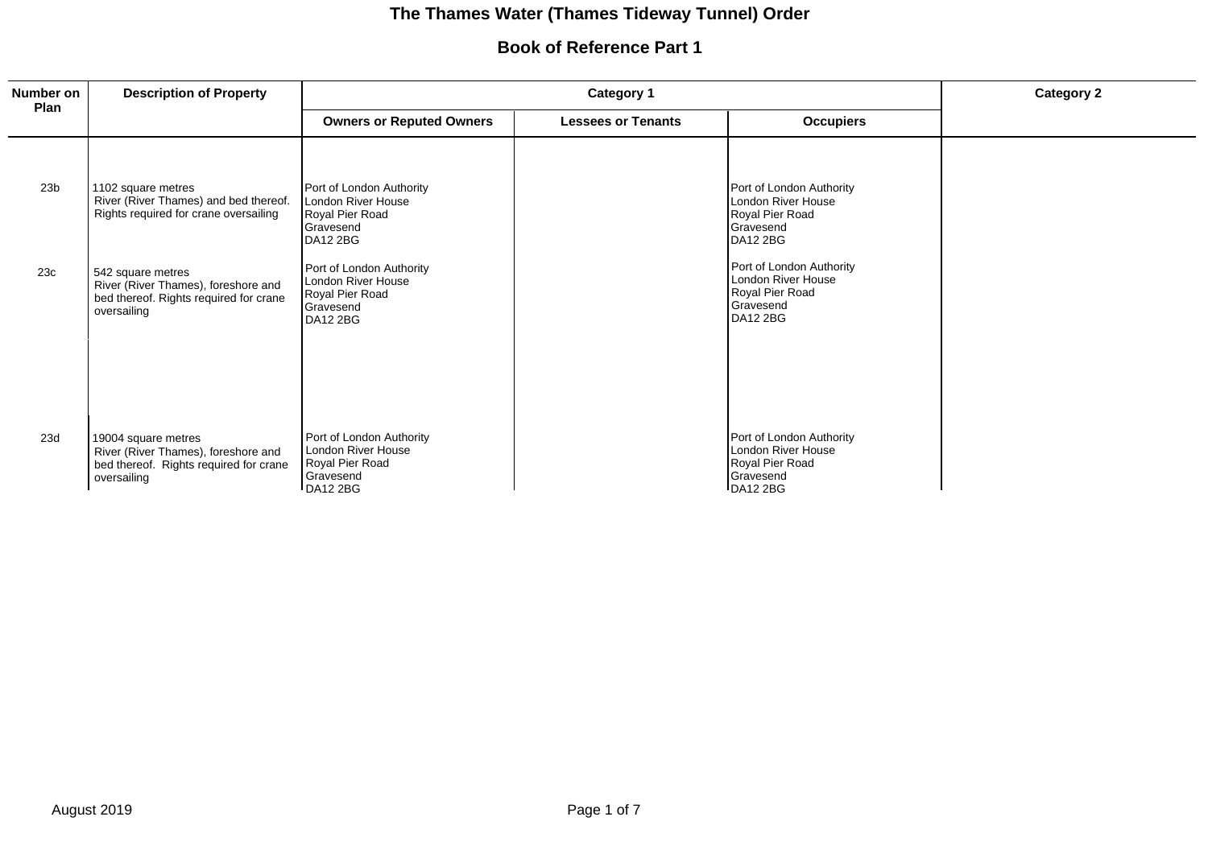# The Thames Water (Thames Tideway Tunnel) Order

## Book of Reference Part 1

| Number on Plan | Description of Property | Category 1 | | | Category 2 |
|---|---|---|---|---|---|
| | | Owners or Reputed Owners | Lessees or Tenants | Occupiers | |
| 23b | 1102 square metres River (River Thames) and bed thereof. Rights required for crane oversailing | Port of London Authority London River House Royal Pier Road Gravesend DA12 2BG | | Port of London Authority London River House Royal Pier Road Gravesend DA12 2BG | |
| 23c | 542 square metres River (River Thames), foreshore and bed thereof. Rights required for crane oversailing | Port of London Authority London River House Royal Pier Road Gravesend DA12 2BG | | Port of London Authority London River House Royal Pier Road Gravesend DA12 2BG | |
| 23d | 19004 square metres River (River Thames), foreshore and bed thereof. Rights required for crane oversailing | Port of London Authority London River House Royal Pier Road Gravesend DA12 2BG | | Port of London Authority London River House Royal Pier Road Gravesend DA12 2BG | |

August 2019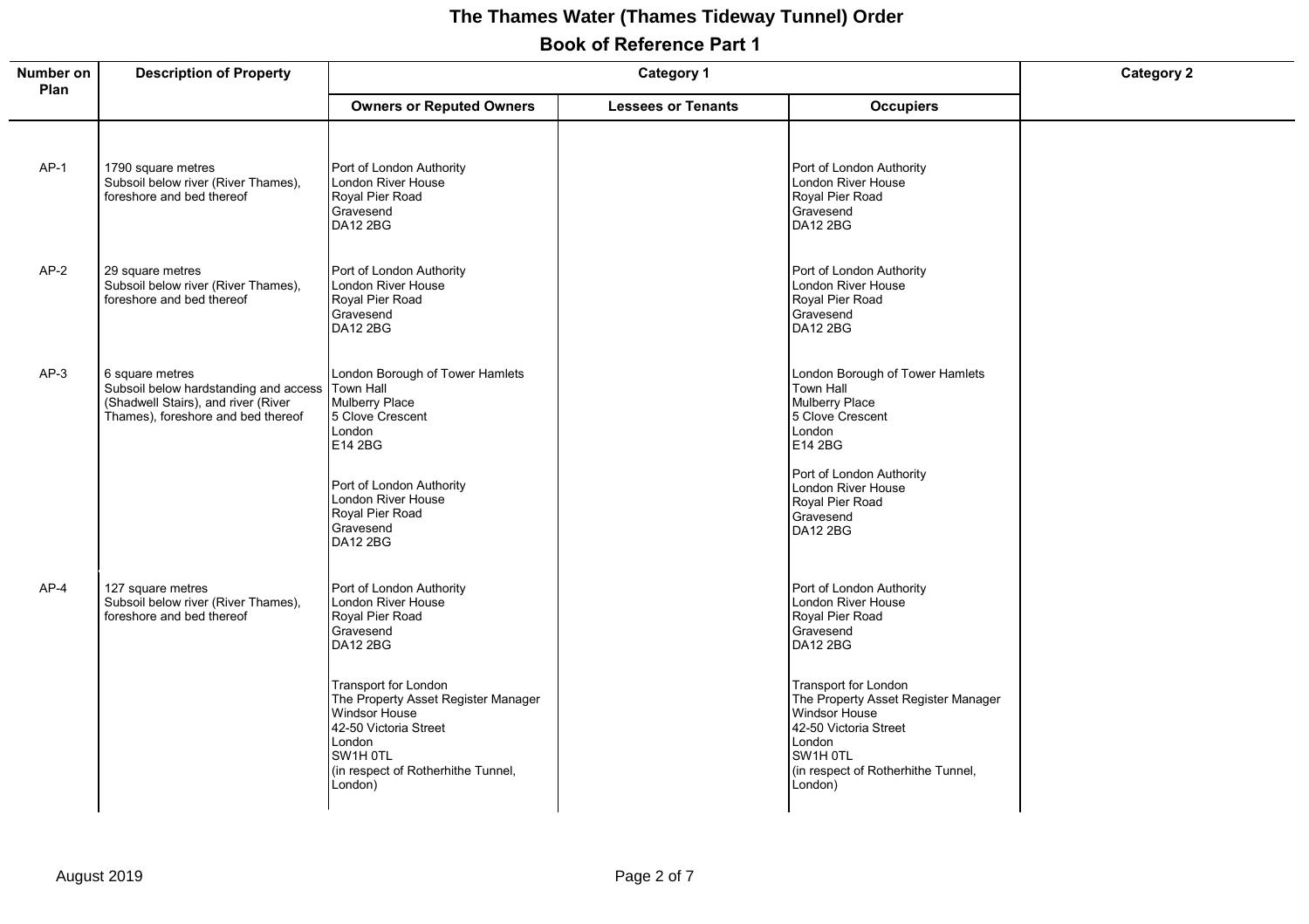# The Thames Water (Thames Tideway Tunnel) Order

## Book of Reference Part 1

| Number on Plan | Description of Property | Category 1 | | | Category 2 |
|---|---|---|---|---|---|
| | | Owners or Reputed Owners | Lessees or Tenants | Occupiers | |
| AP-1 | 1790 square metres<br>Subsoil below river (River Thames), foreshore and bed thereof | Port of London Authority<br>London River House<br>Royal Pier Road<br>Gravesend<br>DA12 2BG | | Port of London Authority<br>London River House<br>Royal Pier Road<br>Gravesend<br>DA12 2BG | |
| AP-2 | 29 square metres<br>Subsoil below river (River Thames), foreshore and bed thereof | Port of London Authority<br>London River House<br>Royal Pier Road<br>Gravesend<br>DA12 2BG | | Port of London Authority<br>London River House<br>Royal Pier Road<br>Gravesend<br>DA12 2BG | |
| AP-3 | 6 square metres<br>Subsoil below hardstanding and access (Shadwell Stairs), and river (River Thames), foreshore and bed thereof | London Borough of Tower Hamlets<br>Town Hall<br>Mulberry Place<br>5 Clove Crescent<br>London<br>E14 2BG<br><br>Port of London Authority<br>London River House<br>Royal Pier Road<br>Gravesend<br>DA12 2BG | | London Borough of Tower Hamlets<br>Town Hall<br>Mulberry Place<br>5 Clove Crescent<br>London<br>E14 2BG<br><br>Port of London Authority<br>London River House<br>Royal Pier Road<br>Gravesend<br>DA12 2BG | |
| AP-4 | 127 square metres<br>Subsoil below river (River Thames), foreshore and bed thereof | Port of London Authority<br>London River House<br>Royal Pier Road<br>Gravesend<br>DA12 2BG<br><br>Transport for London<br>The Property Asset Register Manager<br>Windsor House<br>42-50 Victoria Street<br>London<br>SW1H 0TL<br>(in respect of Rotherhithe Tunnel, London) | | Port of London Authority<br>London River House<br>Royal Pier Road<br>Gravesend<br>DA12 2BG<br><br>Transport for London<br>The Property Asset Register Manager<br>Windsor House<br>42-50 Victoria Street<br>London<br>SW1H 0TL<br>(in respect of Rotherhithe Tunnel, London) | |

August 2019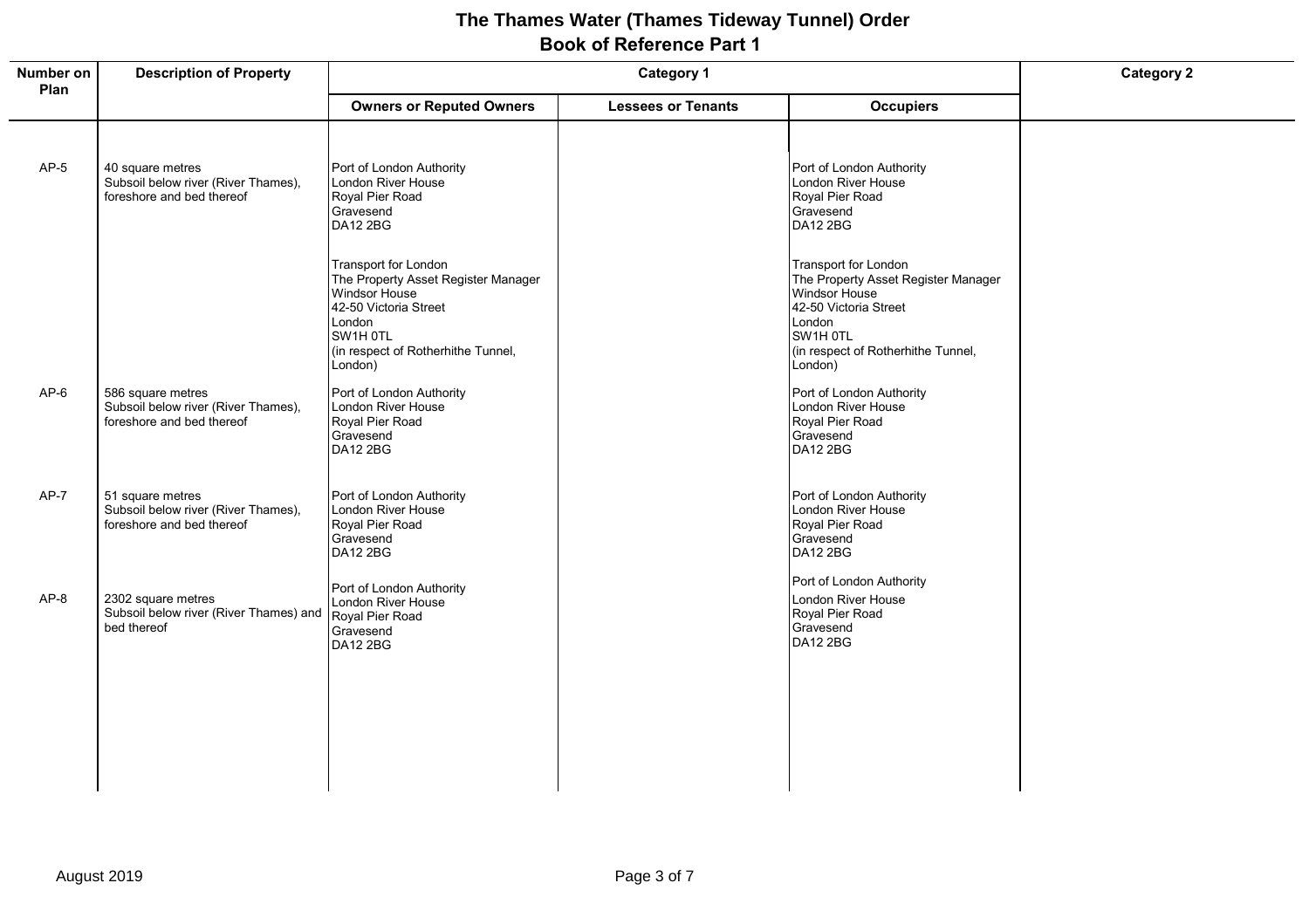# The Thames Water (Thames Tideway Tunnel) Order
## Book of Reference Part 1

| Number on Plan | Description of Property | Category 1 | | | Category 2 |
|---|---|---|---|---|---|
| | | Owners or Reputed Owners | Lessees or Tenants | Occupiers | |
| AP-5 | 40 square metres<br>Subsoil below river (River Thames), foreshore and bed thereof | Port of London Authority<br>London River House<br>Royal Pier Road<br>Gravesend<br>DA12 2BG<br><br>Transport for London<br>The Property Asset Register Manager<br>Windsor House<br>42-50 Victoria Street<br>London<br>SW1H 0TL<br>(in respect of Rotherhithe Tunnel, London) | | Port of London Authority<br>London River House<br>Royal Pier Road<br>Gravesend<br>DA12 2BG<br><br>Transport for London<br>The Property Asset Register Manager<br>Windsor House<br>42-50 Victoria Street<br>London<br>SW1H 0TL<br>(in respect of Rotherhithe Tunnel, London) | |
| AP-6 | 586 square metres<br>Subsoil below river (River Thames), foreshore and bed thereof | Port of London Authority<br>London River House<br>Royal Pier Road<br>Gravesend<br>DA12 2BG | | Port of London Authority<br>London River House<br>Royal Pier Road<br>Gravesend<br>DA12 2BG | |
| AP-7 | 51 square metres<br>Subsoil below river (River Thames), foreshore and bed thereof | Port of London Authority<br>London River House<br>Royal Pier Road<br>Gravesend<br>DA12 2BG | | Port of London Authority<br>London River House<br>Royal Pier Road<br>Gravesend<br>DA12 2BG | |
| AP-8 | 2302 square metres<br>Subsoil below river (River Thames) and bed thereof | Port of London Authority<br>London River House<br>Royal Pier Road<br>Gravesend<br>DA12 2BG | | Port of London Authority<br>London River House<br>Royal Pier Road<br>Gravesend<br>DA12 2BG | |

August 2019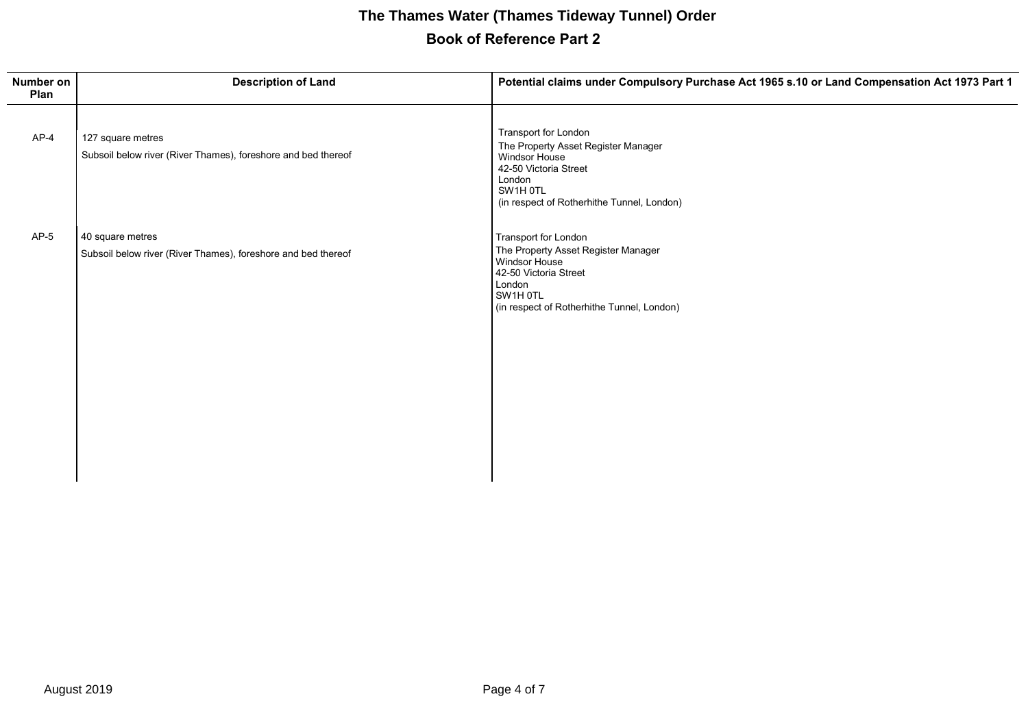# The Thames Water (Thames Tideway Tunnel) Order

## Book of Reference Part 2

| Number on Plan | Description of Land | Potential claims under Compulsory Purchase Act 1965 s.10 or Land Compensation Act 1973 Part 1 |
|---|---|---|
| AP-4 | 127 square metres<br>Subsoil below river (River Thames), foreshore and bed thereof | Transport for London<br>The Property Asset Register Manager<br>Windsor House<br>42-50 Victoria Street<br>London<br>SW1H 0TL<br>(in respect of Rotherhithe Tunnel, London) |
| AP-5 | 40 square metres<br>Subsoil below river (River Thames), foreshore and bed thereof | Transport for London<br>The Property Asset Register Manager<br>Windsor House<br>42-50 Victoria Street<br>London<br>SW1H 0TL<br>(in respect of Rotherhithe Tunnel, London) |

August 2019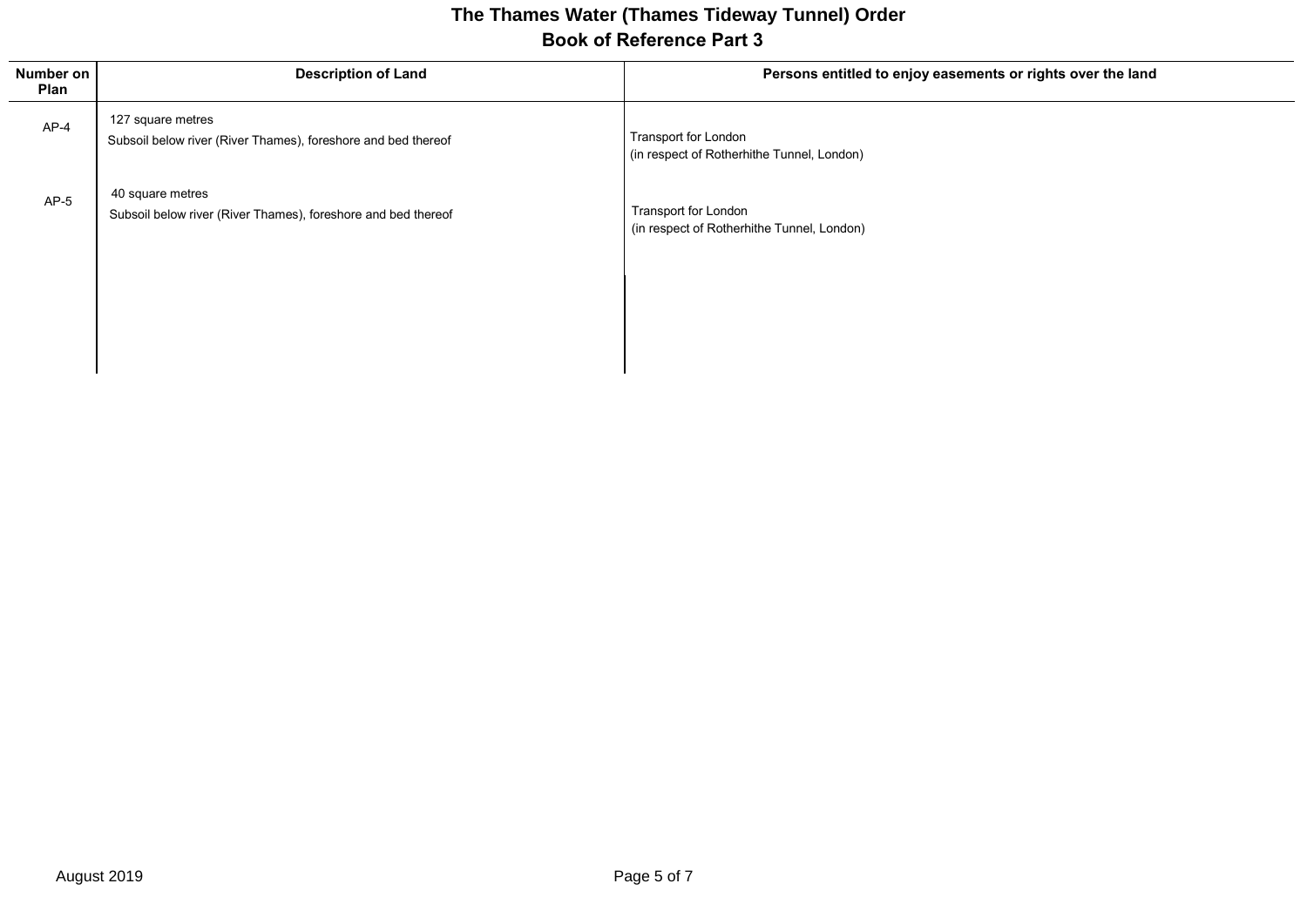# The Thames Water (Thames Tideway Tunnel) Order

## Book of Reference Part 3

| Number on Plan | Description of Land | Persons entitled to enjoy easements or rights over the land |
| --- | --- | --- |
| AP-4 | 127 square metres<br>Subsoil below river (River Thames), foreshore and bed thereof | Transport for London<br>(in respect of Rotherhithe Tunnel, London) |
| AP-5 | 40 square metres<br>Subsoil below river (River Thames), foreshore and bed thereof | Transport for London<br>(in respect of Rotherhithe Tunnel, London) |

August 2019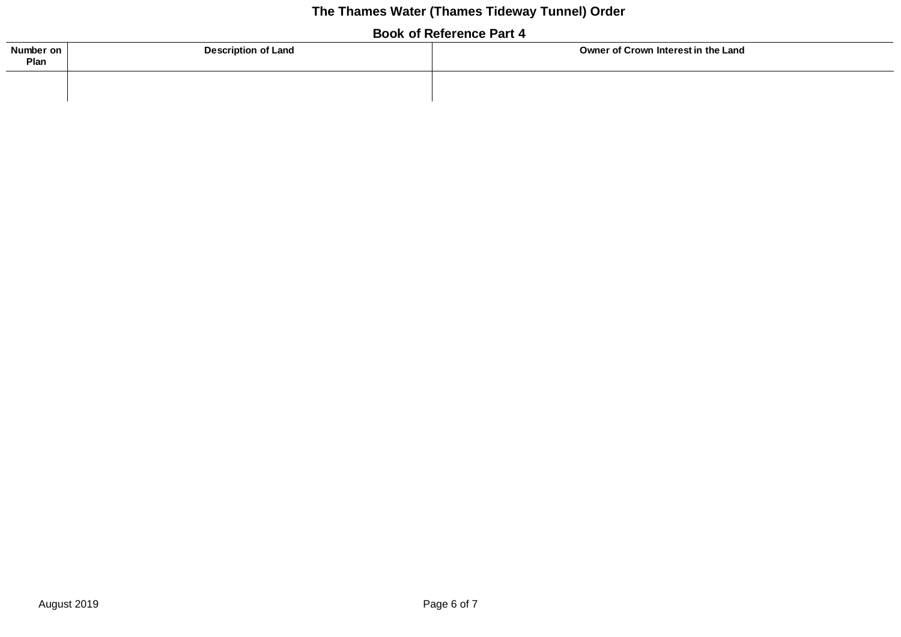# The Thames Water (Thames Tideway Tunnel) Order

## Book of Reference Part 4

| Number on Plan | Description of Land | Owner of Crown Interest in the Land |
|---|---|---|
| | | |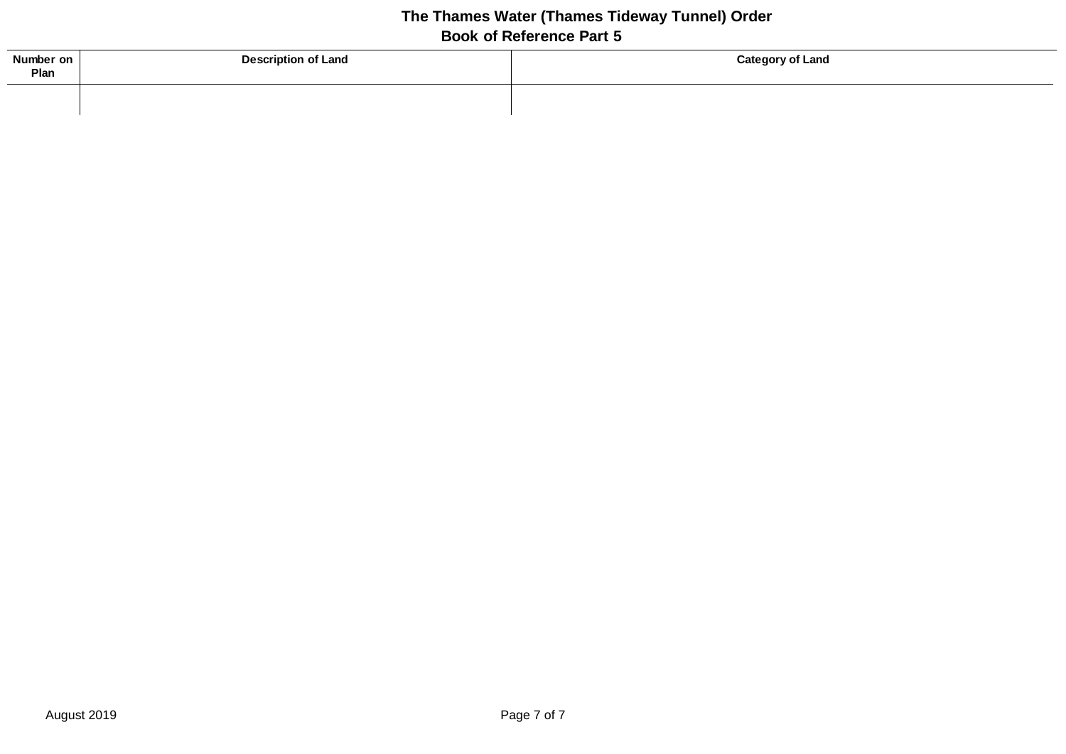# The Thames Water (Thames Tideway Tunnel) Order

## Book of Reference Part 5

| Number on Plan | Description of Land | Category of Land |
|---|---|---|
| | | |